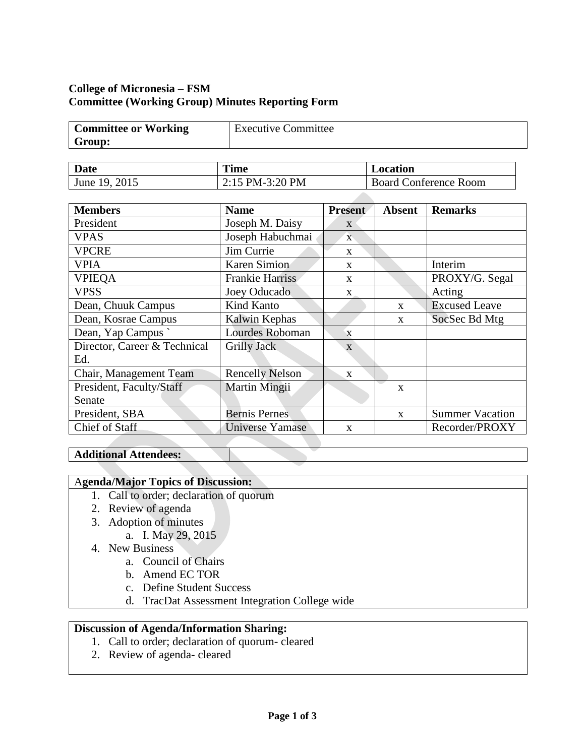**College of Micronesia – FSM**
**Committee (Working Group) Minutes Reporting Form**

| Committee or Working Group: | Executive Committee |
|---|---|

| Date | Time | Location |
|---|---|---|
| June 19, 2015 | 2:15 PM-3:20 PM | Board Conference Room |

| Members | Name | Present | Absent | Remarks |
|---|---|---|---|---|
| President | Joseph M. Daisy | x | | |
| VPAS | Joseph Habuchmai | x | | |
| VPCRE | Jim Currie | x | | |
| VPIA | Karen Simion | x | | Interim |
| VPIEQA | Frankie Harriss | x | | PROXY/G. Segal |
| VPSS | Joey Oducado | x | | Acting |
| Dean, Chuuk Campus | Kind Kanto | | x | Excused Leave |
| Dean, Kosrae Campus | Kalwin Kephas | | x | SocSec Bd Mtg |
| Dean, Yap Campus ` | Lourdes Roboman | x | | |
| Director, Career & Technical Ed. | Grilly Jack | x | | |
| Chair, Management Team | Rencelly Nelson | x | | |
| President, Faculty/Staff Senate | Martin Mingii | | x | |
| President, SBA | Bernis Pernes | | x | Summer Vacation |
| Chief of Staff | Universe Yamase | x | | Recorder/PROXY |

| Additional Attendees: | |
|---|---|

**Agenda/Major Topics of Discussion:**

1. Call to order; declaration of quorum
2. Review of agenda
3. Adoption of minutes
   a. I. May 29, 2015
4. New Business
   a. Council of Chairs
   b. Amend EC TOR
   c. Define Student Success
   d. TracDat Assessment Integration College wide

**Discussion of Agenda/Information Sharing:**

1. Call to order; declaration of quorum- cleared
2. Review of agenda- cleared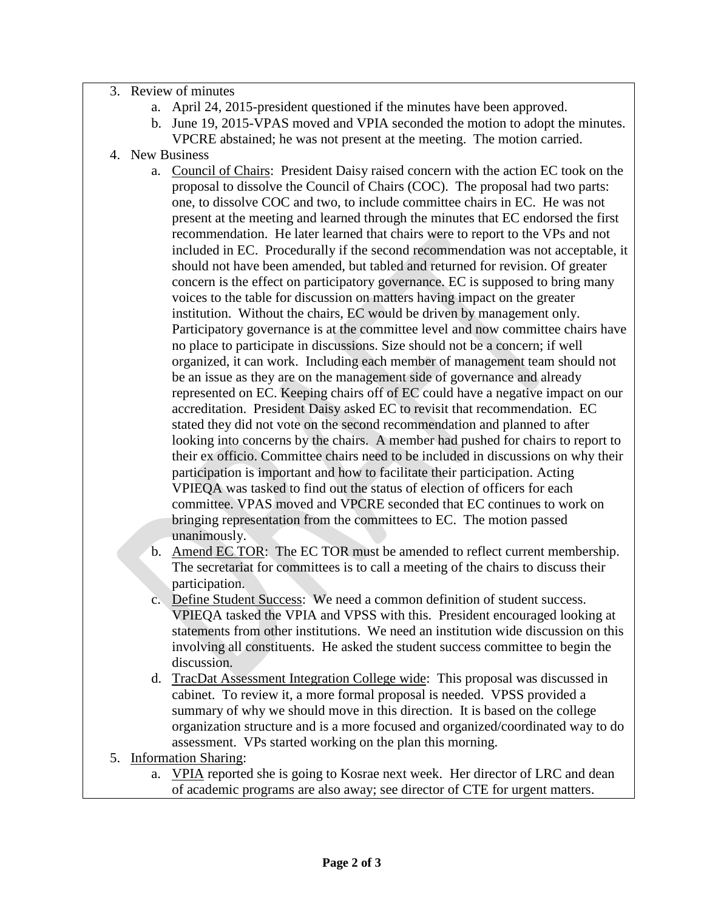3. Review of minutes
   a. April 24, 2015-president questioned if the minutes have been approved.
   b. June 19, 2015-VPAS moved and VPIA seconded the motion to adopt the minutes. VPCRE abstained; he was not present at the meeting. The motion carried.
4. New Business
   a. Council of Chairs: President Daisy raised concern with the action EC took on the proposal to dissolve the Council of Chairs (COC). The proposal had two parts: one, to dissolve COC and two, to include committee chairs in EC. He was not present at the meeting and learned through the minutes that EC endorsed the first recommendation. He later learned that chairs were to report to the VPs and not included in EC. Procedurally if the second recommendation was not acceptable, it should not have been amended, but tabled and returned for revision. Of greater concern is the effect on participatory governance. EC is supposed to bring many voices to the table for discussion on matters having impact on the greater institution. Without the chairs, EC would be driven by management only. Participatory governance is at the committee level and now committee chairs have no place to participate in discussions. Size should not be a concern; if well organized, it can work. Including each member of management team should not be an issue as they are on the management side of governance and already represented on EC. Keeping chairs off of EC could have a negative impact on our accreditation. President Daisy asked EC to revisit that recommendation. EC stated they did not vote on the second recommendation and planned to after looking into concerns by the chairs. A member had pushed for chairs to report to their ex officio. Committee chairs need to be included in discussions on why their participation is important and how to facilitate their participation. Acting VPIEQA was tasked to find out the status of election of officers for each committee. VPAS moved and VPCRE seconded that EC continues to work on bringing representation from the committees to EC. The motion passed unanimously.
   b. Amend EC TOR: The EC TOR must be amended to reflect current membership. The secretariat for committees is to call a meeting of the chairs to discuss their participation.
   c. Define Student Success: We need a common definition of student success. VPIEQA tasked the VPIA and VPSS with this. President encouraged looking at statements from other institutions. We need an institution wide discussion on this involving all constituents. He asked the student success committee to begin the discussion.
   d. TracDat Assessment Integration College wide: This proposal was discussed in cabinet. To review it, a more formal proposal is needed. VPSS provided a summary of why we should move in this direction. It is based on the college organization structure and is a more focused and organized/coordinated way to do assessment. VPs started working on the plan this morning.
5. Information Sharing:
   a. VPIA reported she is going to Kosrae next week. Her director of LRC and dean of academic programs are also away; see director of CTE for urgent matters.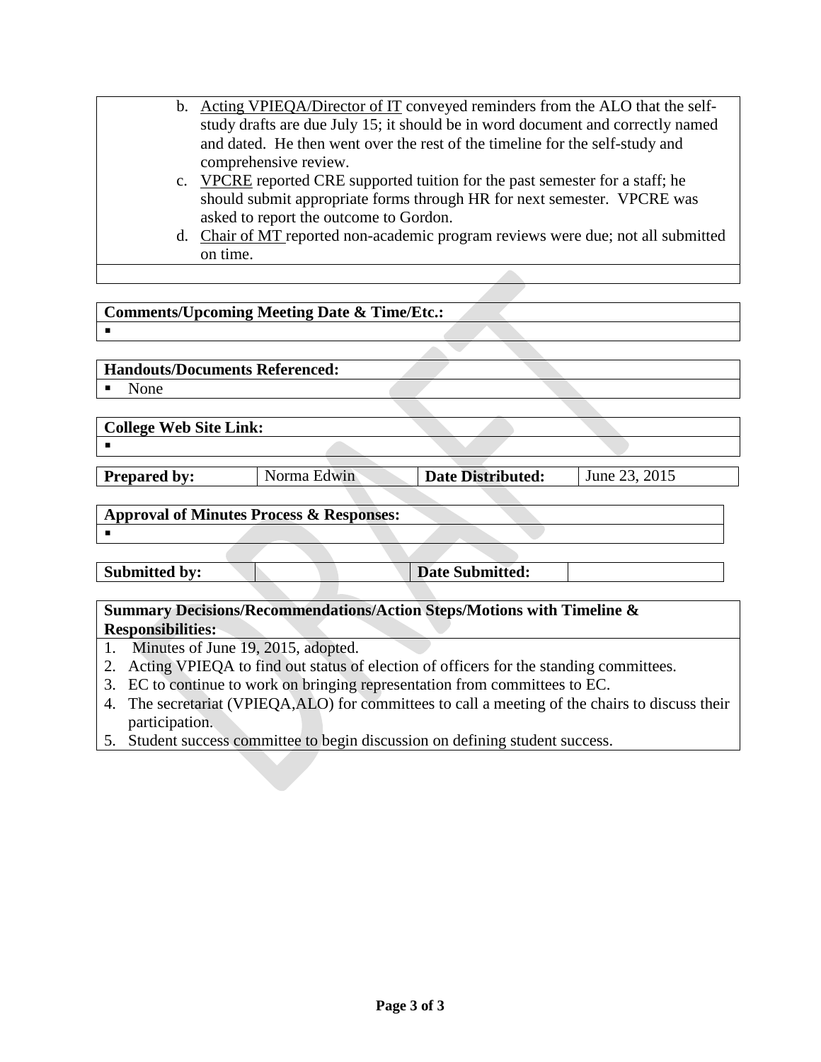b. Acting VPIEQA/Director of IT conveyed reminders from the ALO that the self-study drafts are due July 15; it should be in word document and correctly named and dated. He then went over the rest of the timeline for the self-study and comprehensive review.

c. VPCRE reported CRE supported tuition for the past semester for a staff; he should submit appropriate forms through HR for next semester. VPCRE was asked to report the outcome to Gordon.

d. Chair of MT reported non-academic program reviews were due; not all submitted on time.

**Comments/Upcoming Meeting Date & Time/Etc.:**

-

**Handouts/Documents Referenced:**

- None

**College Web Site Link:**

-

| | | | |
|---|---|---|---|
| **Prepared by:** | Norma Edwin | **Date Distributed:** | June 23, 2015 |

**Approval of Minutes Process & Responses:**

-

| | | | |
|---|---|---|---|
| **Submitted by:** | | **Date Submitted:** | |

**Summary Decisions/Recommendations/Action Steps/Motions with Timeline & Responsibilities:**

1. Minutes of June 19, 2015, adopted.
2. Acting VPIEQA to find out status of election of officers for the standing committees.
3. EC to continue to work on bringing representation from committees to EC.
4. The secretariat (VPIEQA,ALO) for committees to call a meeting of the chairs to discuss their participation.
5. Student success committee to begin discussion on defining student success.